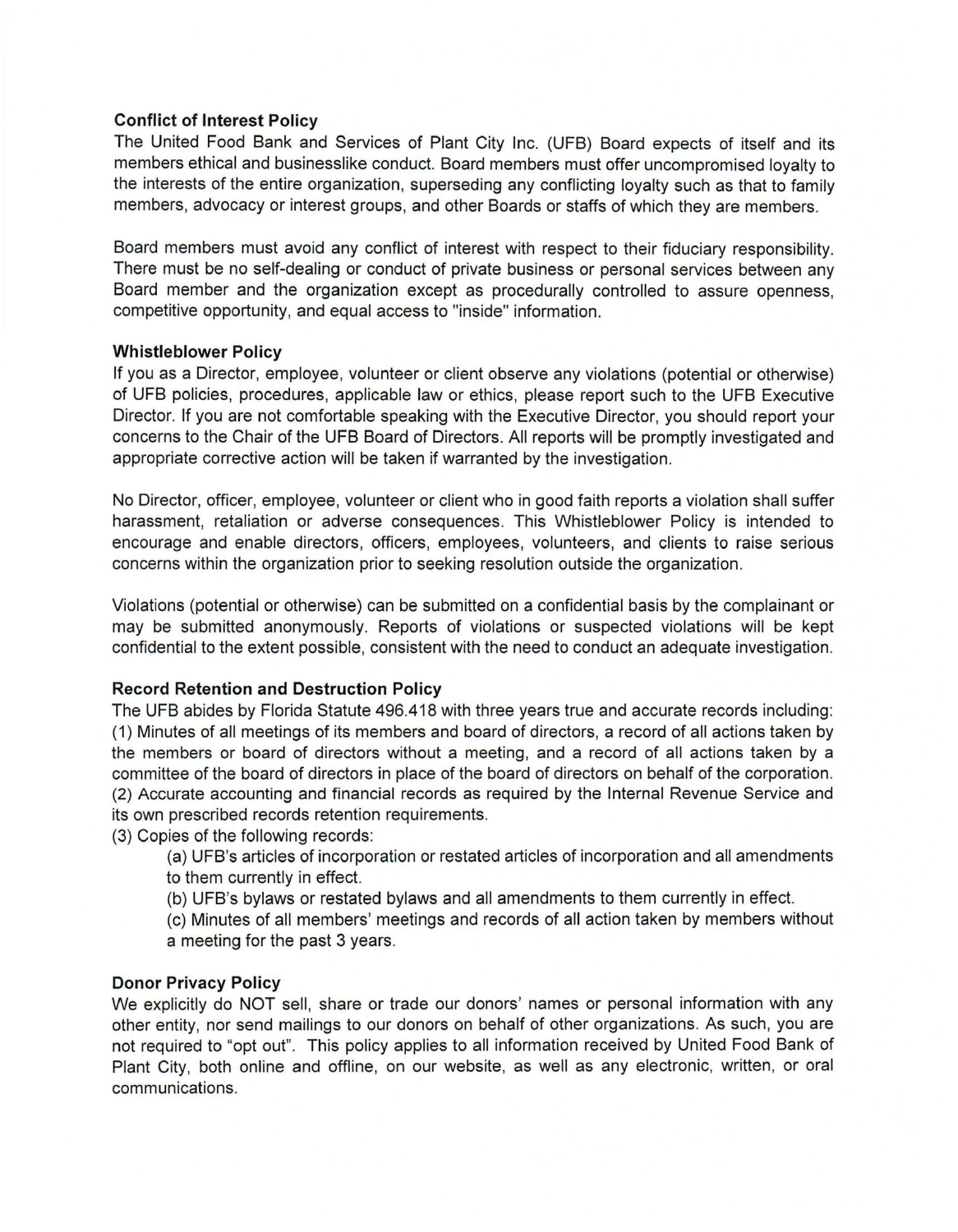## Conflict of Interest Policy

The United Food Bank and Services of Plant City Inc. (UFB) Board expects of itself and its members ethical and businesslike conduct. Board members must offer uncompromised loyalty to the interests of the entire organization, superseding any conflicting loyalty such as that to family members, advocacy or interest groups, and other Boards or staffs of which they are members.

Board members must avoid any conflict of interest with respect to their fiduciary responsibility. There must be no self-dealing or conduct of private business or personal services between any Board member and the organization except as procedurally controlled to assure openness, competitive opportunity, and equal access to "inside" information.

## Whistleblower Policy

If you as a Director, employee, volunteer or client observe any violations (potential or otherwise) of UFB policies, procedures, applicable law or ethics, please report such to the UFB Executive Director. If you are not comfortable speaking with the Executive Director, you should report your concerns to the Chair of the UFB Board of Directors. All reports will be promptly investigated and appropriate corrective action will be taken if warranted by the investigation.

No Director, officer, employee, volunteer or client who in good faith reports a violation shall suffer harassment, retaliation or adverse consequences. This Whistleblower Policy is intended to encourage and enable directors, officers, employees, volunteers, and clients to raise serious concerns within the organization prior to seeking resolution outside the organization.

Violations (potential or otherwise) can be submitted on a confidential basis by the complainant or may be submitted anonymously. Reports of violations or suspected violations will be kept confidential to the extent possible, consistent with the need to conduct an adequate investigation.

## Record Retention and Destruction Policy

The UFB abides by Florida Statute 496.418 with three years true and accurate records including:
(1) Minutes of all meetings of its members and board of directors, a record of all actions taken by the members or board of directors without a meeting, and a record of all actions taken by a committee of the board of directors in place of the board of directors on behalf of the corporation.
(2) Accurate accounting and financial records as required by the Internal Revenue Service and its own prescribed records retention requirements.
(3) Copies of the following records:

- (a) UFB's articles of incorporation or restated articles of incorporation and all amendments to them currently in effect.
- (b) UFB's bylaws or restated bylaws and all amendments to them currently in effect.
- (c) Minutes of all members' meetings and records of all action taken by members without a meeting for the past 3 years.

## Donor Privacy Policy

We explicitly do NOT sell, share or trade our donors' names or personal information with any other entity, nor send mailings to our donors on behalf of other organizations. As such, you are not required to "opt out". This policy applies to all information received by United Food Bank of Plant City, both online and offline, on our website, as well as any electronic, written, or oral communications.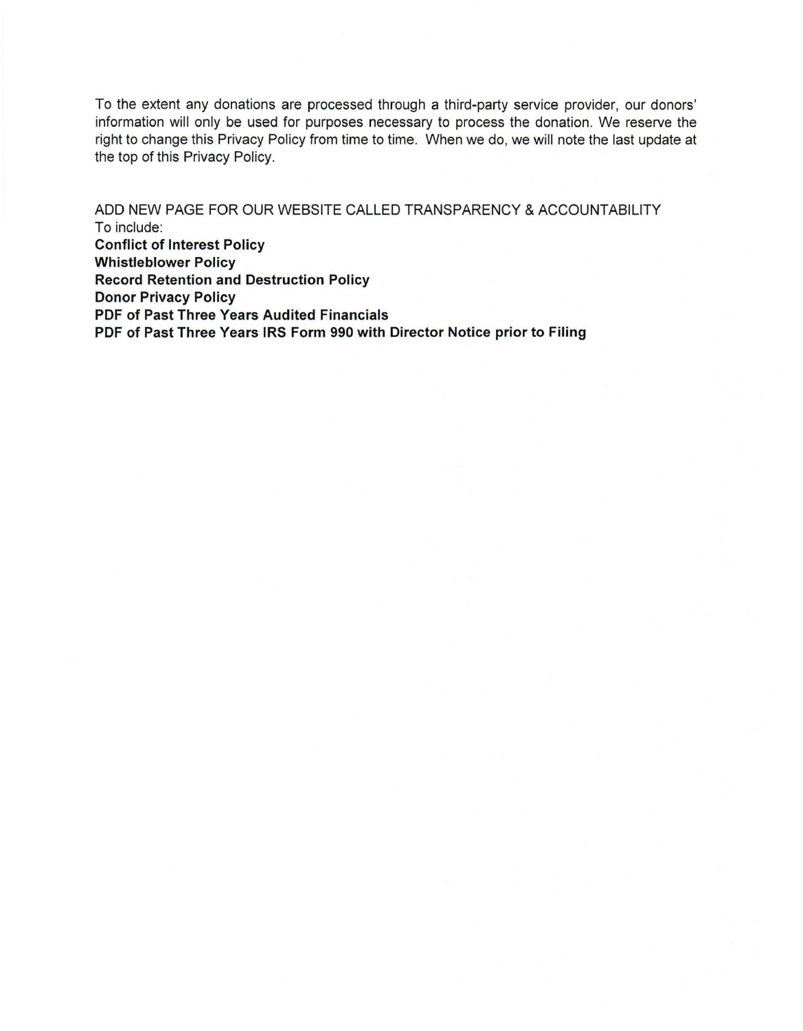To the extent any donations are processed through a third-party service provider, our donors' information will only be used for purposes necessary to process the donation. We reserve the right to change this Privacy Policy from time to time. When we do, we will note the last update at the top of this Privacy Policy.

ADD NEW PAGE FOR OUR WEBSITE CALLED TRANSPARENCY & ACCOUNTABILITY
To include:
**Conflict of Interest Policy**
**Whistleblower Policy**
**Record Retention and Destruction Policy**
**Donor Privacy Policy**
**PDF of Past Three Years Audited Financials**
**PDF of Past Three Years IRS Form 990 with Director Notice prior to Filing**